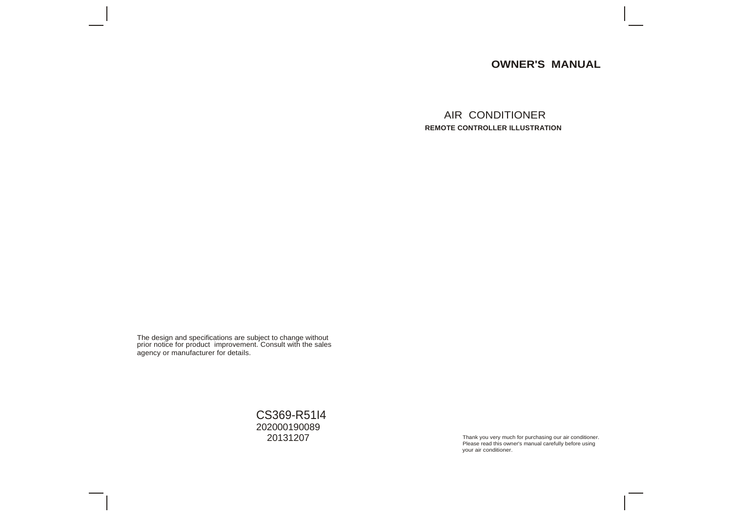# OWNER'S MANUAL

## AIR CONDITIONER

**REMOTE CONTROLLER ILLUSTRATION**

Thank you very much for purchasing our air conditioner. Please read this owner's manual carefully before using your air conditioner.

The design and specifications are subject to change without prior notice for product improvement. Consult with the sales agency or manufacturer for details.

CS369-R51I4
202000190089
20131207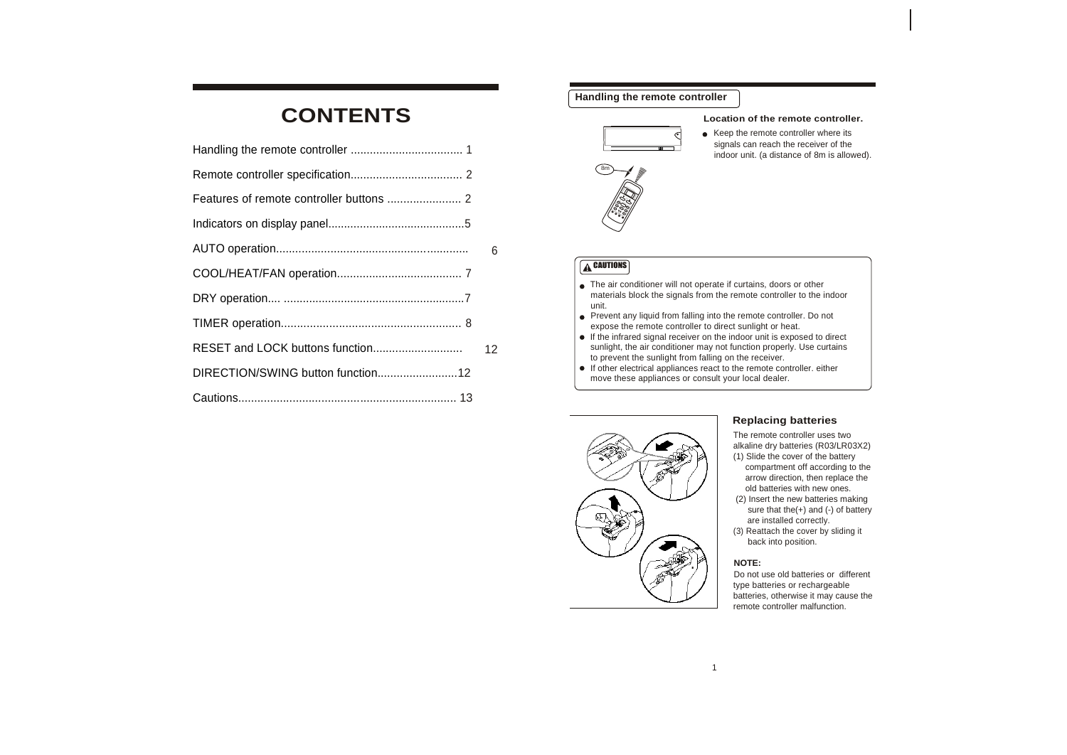# CONTENTS

| | |
|---|---|
| Handling the remote controller | 1 |
| Remote controller specification | 2 |
| Features of remote controller buttons | 2 |
| Indicators on display panel | 5 |
| AUTO operation | 6 |
| COOL/HEAT/FAN operation | 7 |
| DRY operation | 7 |
| TIMER operation | 8 |
| RESET and LOCK buttons function | 12 |
| DIRECTION/SWING button function | 12 |
| Cautions | 13 |

## Handling the remote controller

### Location of the remote controller.

- Keep the remote controller where its signals can reach the receiver of the indoor unit. (a distance of 8m is allowed).

8m

**CAUTIONS**

- The air conditioner will not operate if curtains, doors or other materials block the signals from the remote controller to the indoor unit.
- Prevent any liquid from falling into the remote controller. Do not expose the remote controller to direct sunlight or heat.
- If the infrared signal receiver on the indoor unit is exposed to direct sunlight, the air conditioner may not function properly. Use curtains to prevent the sunlight from falling on the receiver.
- If other electrical appliances react to the remote controller. either move these appliances or consult your local dealer.

### Replacing batteries

The remote controller uses two alkaline dry batteries (R03/LR03X2)

(1) Slide the cover of the battery compartment off according to the arrow direction, then replace the old batteries with new ones.

(2) Insert the new batteries making sure that the(+) and (-) of battery are installed correctly.

(3) Reattach the cover by sliding it back into position.

**NOTE:**

Do not use old batteries or different type batteries or rechargeable batteries, otherwise it may cause the remote controller malfunction.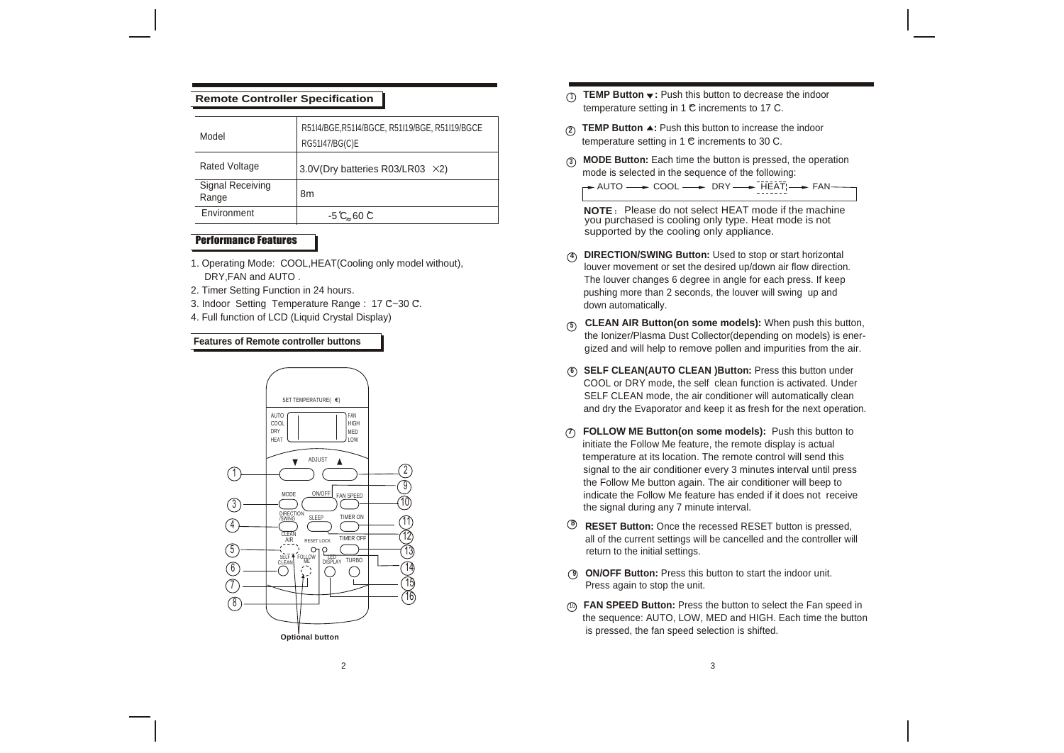## Remote Controller Specification

| Model | R51I4/BGE,R51I4/BGCE, R51I19/BGE, R51I19/BGCE RG51I47/BG(C)E |
|---|---|
| Rated Voltage | 3.0V(Dry batteries R03/LR03 ×2) |
| Signal Receiving Range | 8m |
| Environment | -5℃~60℃ |

## Performance Features

1. Operating Mode: COOL,HEAT(Cooling only model without), DRY,FAN and AUTO .
2. Timer Setting Function in 24 hours.
3. Indoor Setting Temperature Range : 17 C~30 C.
4. Full function of LCD (Liquid Crystal Display)

## Features of Remote controller buttons

SET TEMPERATURE(℃)

AUTO COOL DRY HEAT

FAN HIGH MED LOW

ADJUST

MODE ON/OFF FAN SPEED

DIRECTION /SWING SLEEP TIMER ON

CLEAN AIR RESET LOCK TIMER OFF

SELF CLEAN FOLLOW ME LED DISPLAY TURBO

Optional button

1. **TEMP Button ▼:** Push this button to decrease the indoor temperature setting in 1 ℃ increments to 17 C.
2. **TEMP Button ▲:** Push this button to increase the indoor temperature setting in 1 ℃ increments to 30 C.
3. **MODE Button:** Each time the button is pressed, the operation mode is selected in the sequence of the following:

   → AUTO → COOL → DRY → HEAT → FAN →

   **NOTE:** Please do not select HEAT mode if the machine you purchased is cooling only type. Heat mode is not supported by the cooling only appliance.
4. **DIRECTION/SWING Button:** Used to stop or start horizontal louver movement or set the desired up/down air flow direction. The louver changes 6 degree in angle for each press. If keep pushing more than 2 seconds, the louver will swing up and down automatically.
5. **CLEAN AIR Button(on some models):** When push this button, the Ionizer/Plasma Dust Collector(depending on models) is energized and will help to remove pollen and impurities from the air.
6. **SELF CLEAN(AUTO CLEAN )Button:** Press this button under COOL or DRY mode, the self clean function is activated. Under SELF CLEAN mode, the air conditioner will automatically clean and dry the Evaporator and keep it as fresh for the next operation.
7. **FOLLOW ME Button(on some models):** Push this button to initiate the Follow Me feature, the remote display is actual temperature at its location. The remote control will send this signal to the air conditioner every 3 minutes interval until press the Follow Me button again. The air conditioner will beep to indicate the Follow Me feature has ended if it does not receive the signal during any 7 minute interval.
8. **RESET Button:** Once the recessed RESET button is pressed, all of the current settings will be cancelled and the controller will return to the initial settings.
9. **ON/OFF Button:** Press this button to start the indoor unit. Press again to stop the unit.
10. **FAN SPEED Button:** Press the button to select the Fan speed in the sequence: AUTO, LOW, MED and HIGH. Each time the button is pressed, the fan speed selection is shifted.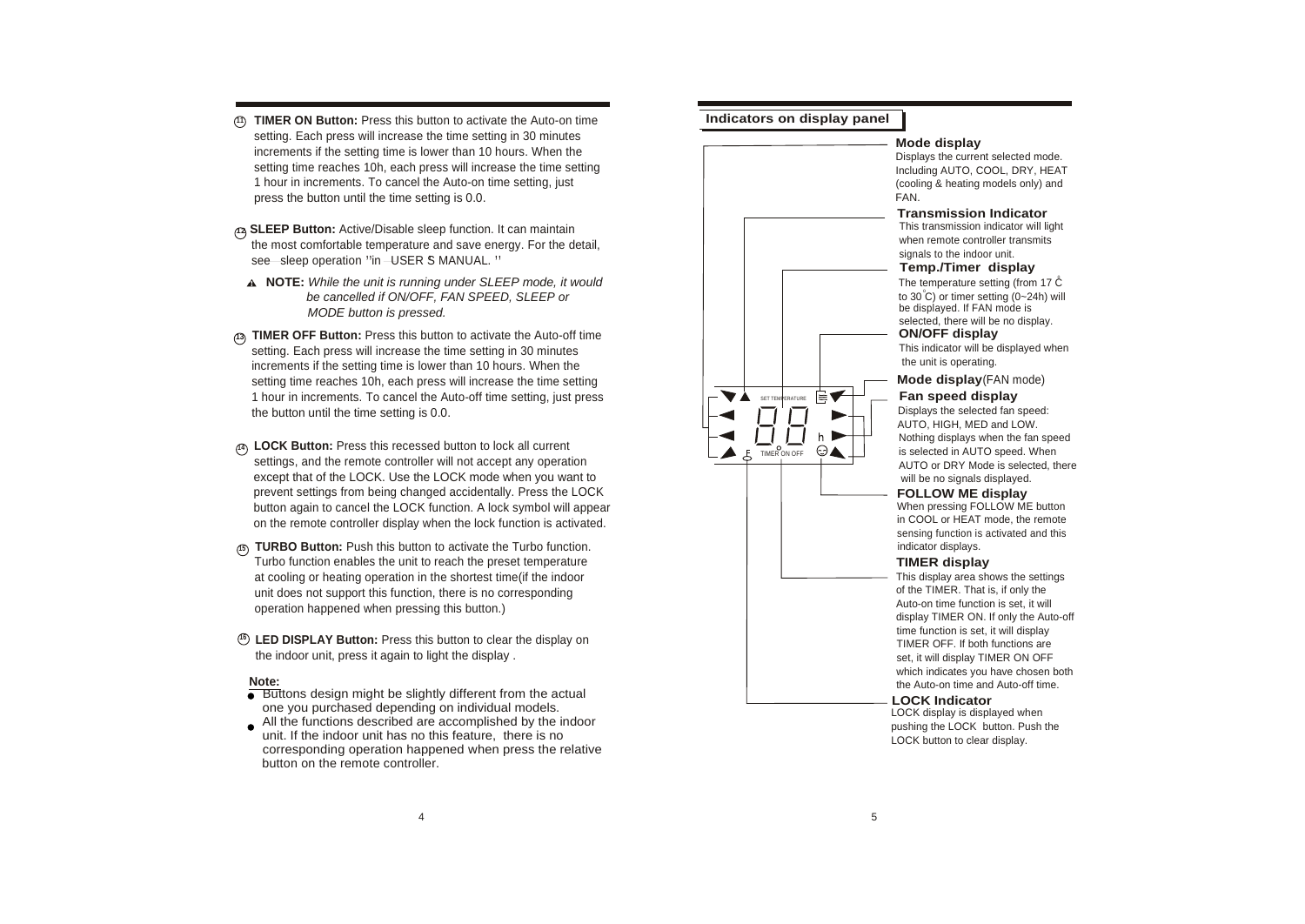11. **TIMER ON Button:** Press this button to activate the Auto-on time setting. Each press will increase the time setting in 30 minutes increments if the setting time is lower than 10 hours. When the setting time reaches 10h, each press will increase the time setting 1 hour in increments. To cancel the Auto-on time setting, just press the button until the time setting is 0.0.

12. **SLEEP Button:** Active/Disable sleep function. It can maintain the most comfortable temperature and save energy. For the detail, see sleep operation "in USER S MANUAL."

   ▲ **NOTE:** *While the unit is running under SLEEP mode, it would be cancelled if ON/OFF, FAN SPEED, SLEEP or MODE button is pressed.*

13. **TIMER OFF Button:** Press this button to activate the Auto-off time setting. Each press will increase the time setting in 30 minutes increments if the setting time is lower than 10 hours. When the setting time reaches 10h, each press will increase the time setting 1 hour in increments. To cancel the Auto-off time setting, just press the button until the time setting is 0.0.

14. **LOCK Button:** Press this recessed button to lock all current settings, and the remote controller will not accept any operation except that of the LOCK. Use the LOCK mode when you want to prevent settings from being changed accidentally. Press the LOCK button again to cancel the LOCK function. A lock symbol will appear on the remote controller display when the lock function is activated.

15. **TURBO Button:** Push this button to activate the Turbo function. Turbo function enables the unit to reach the preset temperature at cooling or heating operation in the shortest time(if the indoor unit does not support this function, there is no corresponding operation happened when pressing this button.)

16. **LED DISPLAY Button:** Press this button to clear the display on the indoor unit, press it again to light the display .

**Note:**

- Buttons design might be slightly different from the actual one you purchased depending on individual models.
- All the functions described are accomplished by the indoor unit. If the indoor unit has no this feature, there is no corresponding operation happened when press the relative button on the remote controller.

## Indicators on display panel

SET TEMPERATURE 88 h TIMER ON OFF

**Mode display**
Displays the current selected mode. Including AUTO, COOL, DRY, HEAT (cooling & heating models only) and FAN.

**Transmission Indicator**
This transmission indicator will light when remote controller transmits signals to the indoor unit.

**Temp./Timer display**
The temperature setting (from 17 °C to 30°C) or timer setting (0~24h) will be displayed. If FAN mode is selected, there will be no display.

**ON/OFF display**
This indicator will be displayed when the unit is operating.

**Mode display**(FAN mode)

**Fan speed display**
Displays the selected fan speed: AUTO, HIGH, MED and LOW. Nothing displays when the fan speed is selected in AUTO speed. When AUTO or DRY Mode is selected, there will be no signals displayed.

**FOLLOW ME display**
When pressing FOLLOW ME button in COOL or HEAT mode, the remote sensing function is activated and this indicator displays.

**TIMER display**
This display area shows the settings of the TIMER. That is, if only the Auto-on time function is set, it will display TIMER ON. If only the Auto-off time function is set, it will display TIMER OFF. If both functions are set, it will display TIMER ON OFF which indicates you have chosen both the Auto-on time and Auto-off time.

**LOCK Indicator**
LOCK display is displayed when pushing the LOCK button. Push the LOCK button to clear display.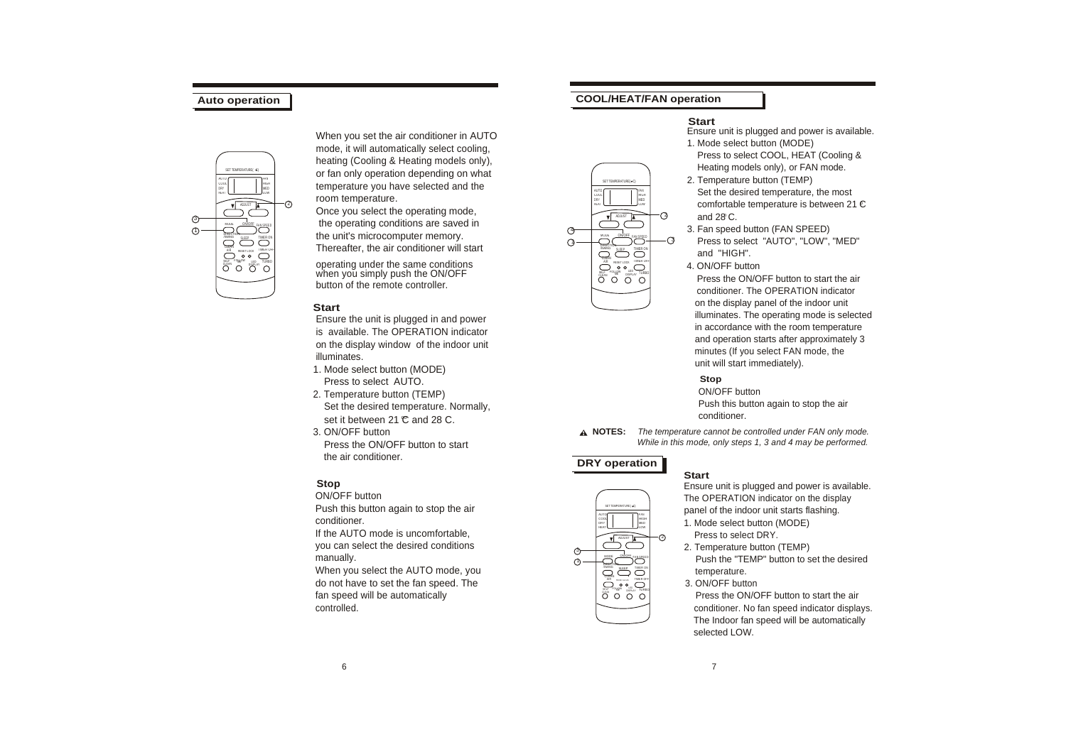## Auto operation

When you set the air conditioner in AUTO mode, it will automatically select cooling, heating (Cooling & Heating models only), or fan only operation depending on what temperature you have selected and the room temperature.

Once you select the operating mode, the operating conditions are saved in the unit's microcomputer memory. Thereafter, the air conditioner will start operating under the same conditions when you simply push the ON/OFF button of the remote controller.

### Start

Ensure the unit is plugged in and power is available. The OPERATION indicator on the display window of the indoor unit illuminates.

1. Mode select button (MODE)
   Press to select AUTO.
2. Temperature button (TEMP)
   Set the desired temperature. Normally, set it between 21 ℃ and 28 C.
3. ON/OFF button
   Press the ON/OFF button to start the air conditioner.

### Stop

ON/OFF button

Push this button again to stop the air conditioner.

If the AUTO mode is uncomfortable, you can select the desired conditions manually.

When you select the AUTO mode, you do not have to set the fan speed. The fan speed will be automatically controlled.

## COOL/HEAT/FAN operation

### Start

Ensure unit is plugged and power is available.

1. Mode select button (MODE)
   Press to select COOL, HEAT (Cooling & Heating models only), or FAN mode.
2. Temperature button (TEMP)
   Set the desired temperature, the most comfortable temperature is between 21 ℃ and 28°C.
3. Fan speed button (FAN SPEED)
   Press to select "AUTO", "LOW", "MED" and "HIGH".
4. ON/OFF button
   Press the ON/OFF button to start the air conditioner. The OPERATION indicator on the display panel of the indoor unit illuminates. The operating mode is selected in accordance with the room temperature and operation starts after approximately 3 minutes (If you select FAN mode, the unit will start immediately).

### Stop

ON/OFF button

Push this button again to stop the air conditioner.

**NOTES:** *The temperature cannot be controlled under FAN only mode. While in this mode, only steps 1, 3 and 4 may be performed.*

## DRY operation

### Start

Ensure unit is plugged and power is available. The OPERATION indicator on the display panel of the indoor unit starts flashing.

1. Mode select button (MODE)
   Press to select DRY.
2. Temperature button (TEMP)
   Push the "TEMP" button to set the desired temperature.
3. ON/OFF button
   Press the ON/OFF button to start the air conditioner. No fan speed indicator displays. The Indoor fan speed will be automatically selected LOW.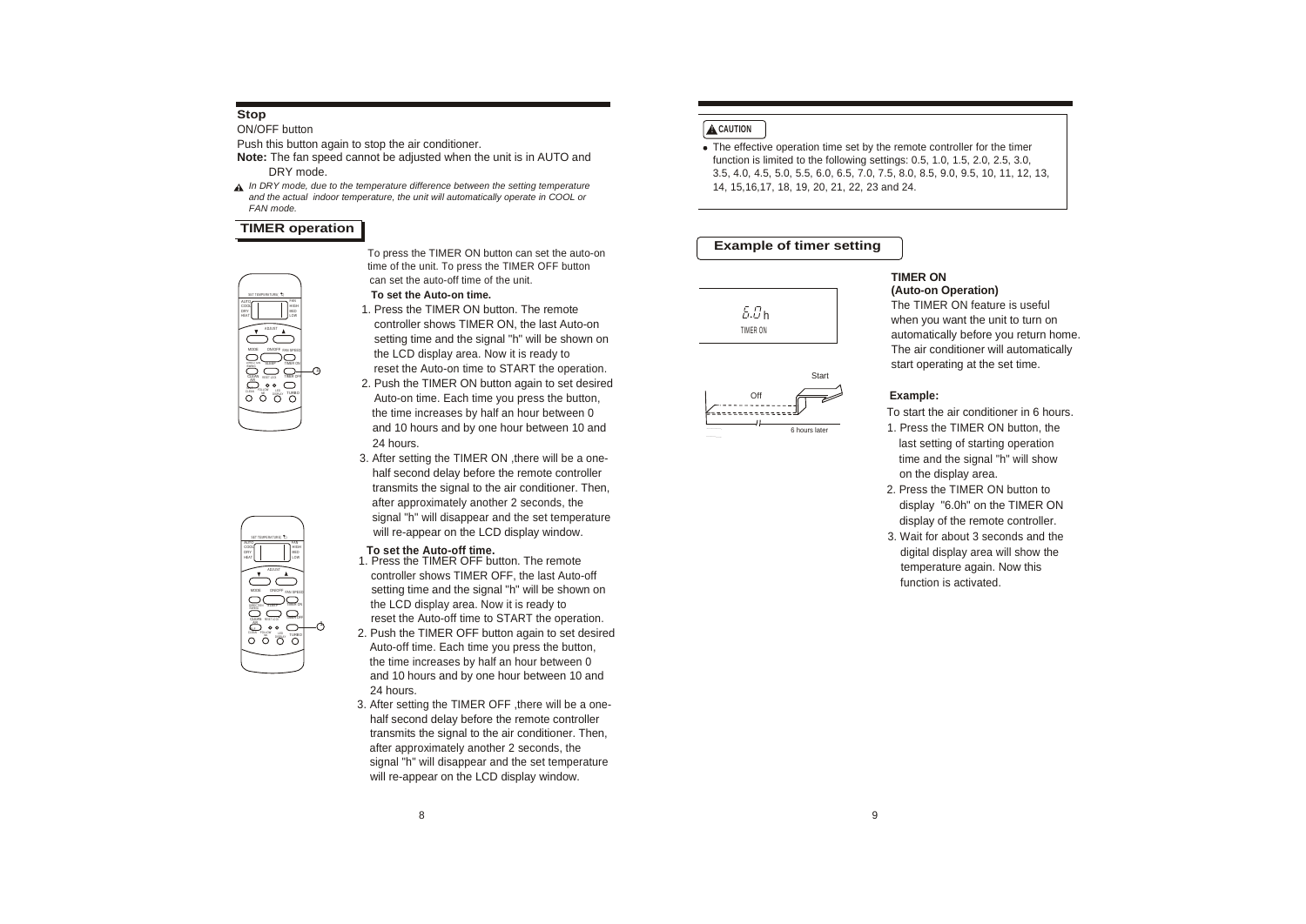## Stop

ON/OFF button

Push this button again to stop the air conditioner.

**Note:** The fan speed cannot be adjusted when the unit is in AUTO and DRY mode.

*In DRY mode, due to the temperature difference between the setting temperature and the actual indoor temperature, the unit will automatically operate in COOL or FAN mode.*

## TIMER operation

To press the TIMER ON button can set the auto-on time of the unit. To press the TIMER OFF button can set the auto-off time of the unit.

**To set the Auto-on time.**

1. Press the TIMER ON button. The remote controller shows TIMER ON, the last Auto-on setting time and the signal "h" will be shown on the LCD display area. Now it is ready to reset the Auto-on time to START the operation.
2. Push the TIMER ON button again to set desired Auto-on time. Each time you press the button, the time increases by half an hour between 0 and 10 hours and by one hour between 10 and 24 hours.
3. After setting the TIMER ON ,there will be a one-half second delay before the remote controller transmits the signal to the air conditioner. Then, after approximately another 2 seconds, the signal "h" will disappear and the set temperature will re-appear on the LCD display window.

**To set the Auto-off time.**

1. Press the TIMER OFF button. The remote controller shows TIMER OFF, the last Auto-off setting time and the signal "h" will be shown on the LCD display area. Now it is ready to reset the Auto-off time to START the operation.
2. Push the TIMER OFF button again to set desired Auto-off time. Each time you press the button, the time increases by half an hour between 0 and 10 hours and by one hour between 10 and 24 hours.
3. After setting the TIMER OFF ,there will be a one-half second delay before the remote controller transmits the signal to the air conditioner. Then, after approximately another 2 seconds, the signal "h" will disappear and the set temperature will re-appear on the LCD display window.

**CAUTION**

- The effective operation time set by the remote controller for the timer function is limited to the following settings: 0.5, 1.0, 1.5, 2.0, 2.5, 3.0, 3.5, 4.0, 4.5, 5.0, 5.5, 6.0, 6.5, 7.0, 7.5, 8.0, 8.5, 9.0, 9.5, 10, 11, 12, 13, 14, 15,16,17, 18, 19, 20, 21, 22, 23 and 24.

## Example of timer setting

6.0h
TIMER ON

Off Start 6 hours later

**TIMER ON**
**(Auto-on Operation)**

The TIMER ON feature is useful when you want the unit to turn on automatically before you return home. The air conditioner will automatically start operating at the set time.

**Example:**

To start the air conditioner in 6 hours.

1. Press the TIMER ON button, the last setting of starting operation time and the signal "h" will show on the display area.
2. Press the TIMER ON button to display "6.0h" on the TIMER ON display of the remote controller.
3. Wait for about 3 seconds and the digital display area will show the temperature again. Now this function is activated.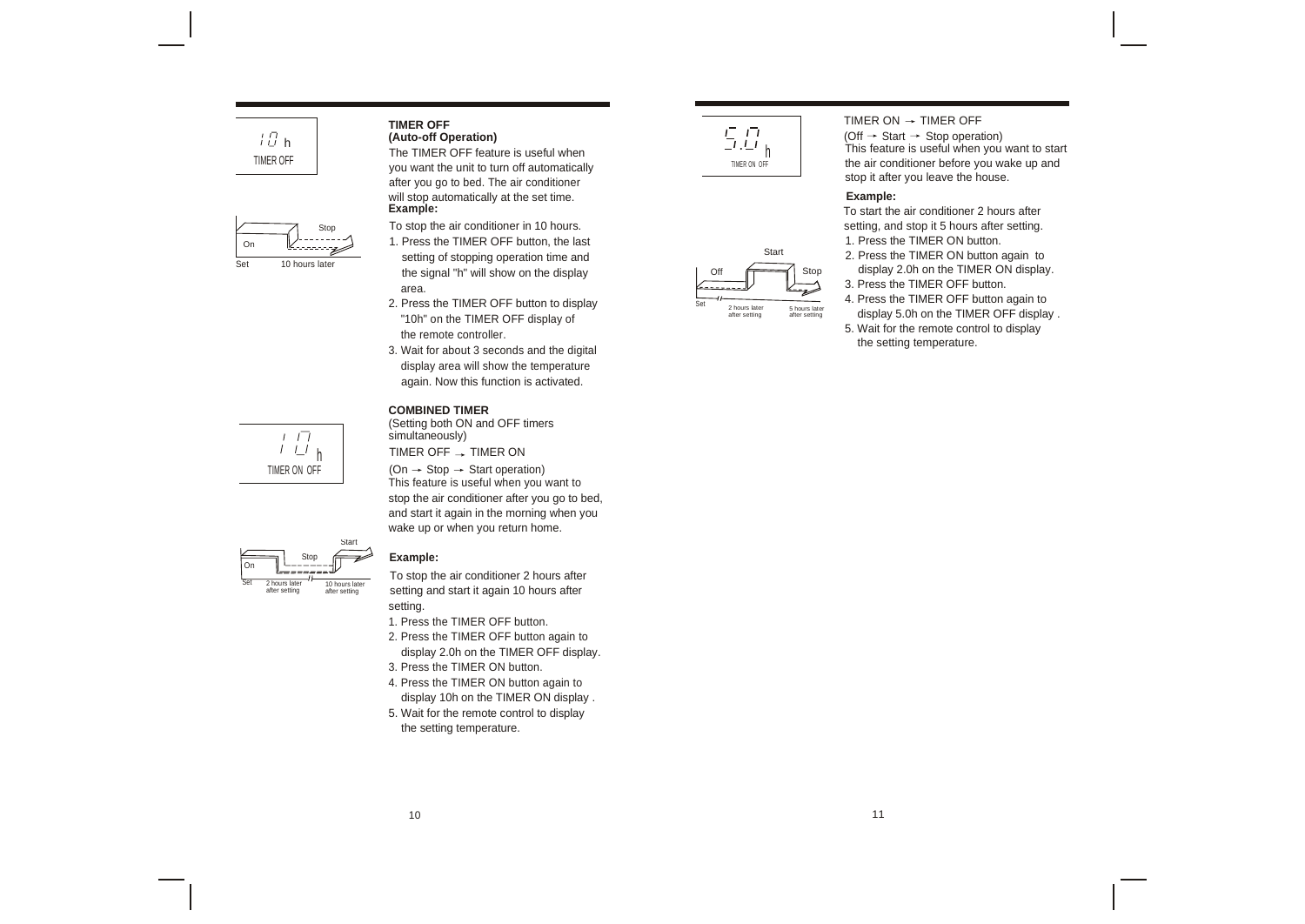10 h
TIMER OFF

Stop
On
Set 10 hours later

**TIMER OFF**
**(Auto-off Operation)**

The TIMER OFF feature is useful when you want the unit to turn off automatically after you go to bed. The air conditioner will stop automatically at the set time.

**Example:**

To stop the air conditioner in 10 hours.

1. Press the TIMER OFF button, the last setting of stopping operation time and the signal "h" will show on the display area.
2. Press the TIMER OFF button to display "10h" on the TIMER OFF display of the remote controller.
3. Wait for about 3 seconds and the digital display area will show the temperature again. Now this function is activated.

10 h
TIMER ON OFF

Start
Stop
On
Set 2 hours later after setting 10 hours later after setting

**COMBINED TIMER**

(Setting both ON and OFF timers simultaneously)

TIMER OFF → TIMER ON

(On → Stop → Start operation)
This feature is useful when you want to stop the air conditioner after you go to bed, and start it again in the morning when you wake up or when you return home.

**Example:**

To stop the air conditioner 2 hours after setting and start it again 10 hours after setting.

1. Press the TIMER OFF button.
2. Press the TIMER OFF button again to display 2.0h on the TIMER OFF display.
3. Press the TIMER ON button.
4. Press the TIMER ON button again to display 10h on the TIMER ON display .
5. Wait for the remote control to display the setting temperature.

5.0 h
TIMER ON OFF

Start
Off
Stop
Set 2 hours later after setting 5 hours later after setting

TIMER ON → TIMER OFF

(Off → Start → Stop operation)
This feature is useful when you want to start the air conditioner before you wake up and stop it after you leave the house.

**Example:**

To start the air conditioner 2 hours after setting, and stop it 5 hours after setting.

1. Press the TIMER ON button.
2. Press the TIMER ON button again to display 2.0h on the TIMER ON display.
3. Press the TIMER OFF button.
4. Press the TIMER OFF button again to display 5.0h on the TIMER OFF display .
5. Wait for the remote control to display the setting temperature.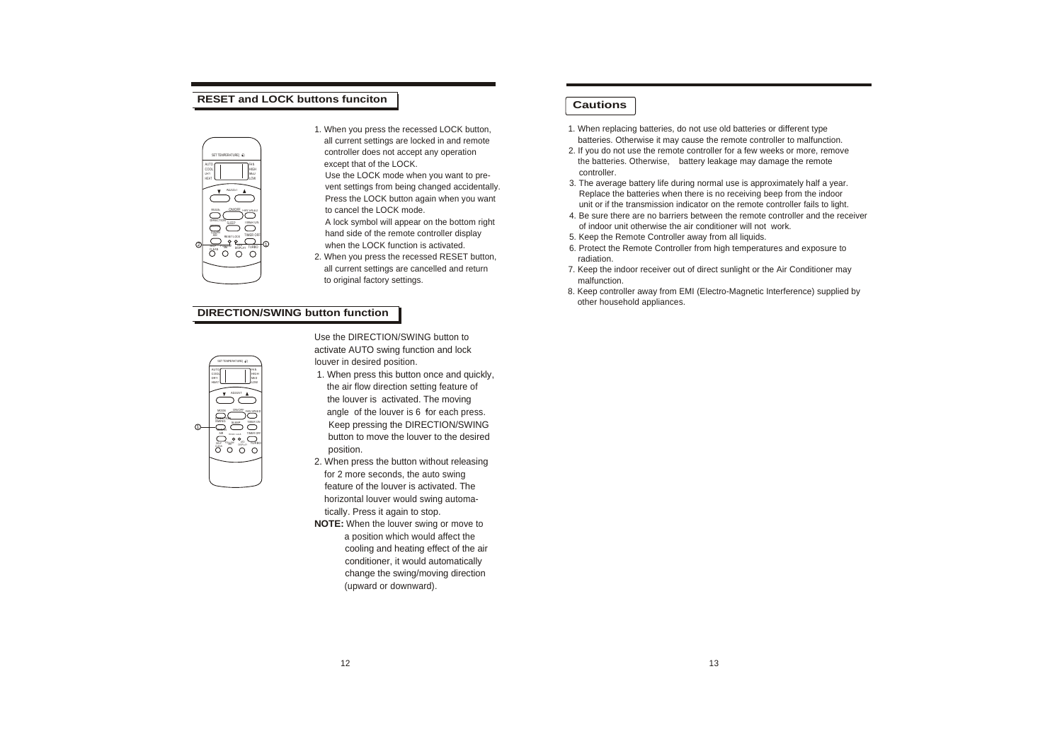## RESET and LOCK buttons funciton

1. When you press the recessed LOCK button, all current settings are locked in and remote controller does not accept any operation except that of the LOCK.
   Use the LOCK mode when you want to prevent settings from being changed accidentally. Press the LOCK button again when you want to cancel the LOCK mode.
   A lock symbol will appear on the bottom right hand side of the remote controller display when the LOCK function is activated.
2. When you press the recessed RESET button, all current settings are cancelled and return to original factory settings.

## DIRECTION/SWING button function

Use the DIRECTION/SWING button to activate AUTO swing function and lock louver in desired position.

1. When press this button once and quickly, the air flow direction setting feature of the louver is activated. The moving angle of the louver is 6 for each press. Keep pressing the DIRECTION/SWING button to move the louver to the desired position.
2. When press the button without releasing for 2 more seconds, the auto swing feature of the louver is activated. The horizontal louver would swing automatically. Press it again to stop.

**NOTE:** When the louver swing or move to a position which would affect the cooling and heating effect of the air conditioner, it would automatically change the swing/moving direction (upward or downward).

## Cautions

1. When replacing batteries, do not use old batteries or different type batteries. Otherwise it may cause the remote controller to malfunction.
2. If you do not use the remote controller for a few weeks or more, remove the batteries. Otherwise, battery leakage may damage the remote controller.
3. The average battery life during normal use is approximately half a year. Replace the batteries when there is no receiving beep from the indoor unit or if the transmission indicator on the remote controller fails to light.
4. Be sure there are no barriers between the remote controller and the receiver of indoor unit otherwise the air conditioner will not work.
5. Keep the Remote Controller away from all liquids.
6. Protect the Remote Controller from high temperatures and exposure to radiation.
7. Keep the indoor receiver out of direct sunlight or the Air Conditioner may malfunction.
8. Keep controller away from EMI (Electro-Magnetic Interference) supplied by other household appliances.